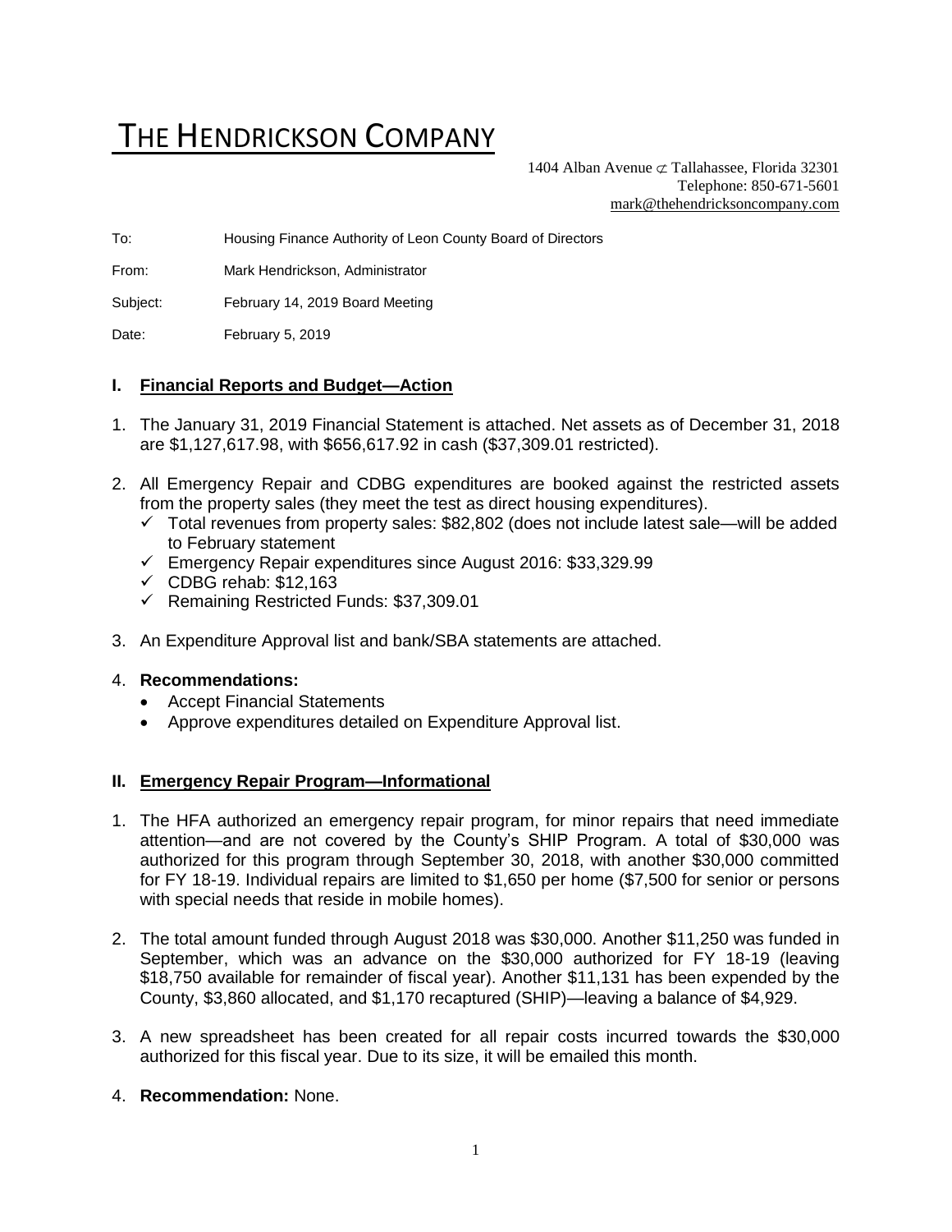# THE HENDRICKSON COMPANY

1404 Alban Avenue ⊄ Tallahassee, Florida 32301
Telephone: 850-671-5601
mark@thehendricksoncompany.com

To: Housing Finance Authority of Leon County Board of Directors

From: Mark Hendrickson, Administrator

Subject: February 14, 2019 Board Meeting

Date: February 5, 2019

## I. Financial Reports and Budget—Action

1. The January 31, 2019 Financial Statement is attached. Net assets as of December 31, 2018 are $1,127,617.98, with $656,617.92 in cash ($37,309.01 restricted).

2. All Emergency Repair and CDBG expenditures are booked against the restricted assets from the property sales (they meet the test as direct housing expenditures).
   - ✓ Total revenues from property sales: $82,802 (does not include latest sale—will be added to February statement
   - ✓ Emergency Repair expenditures since August 2016: $33,329.99
   - ✓ CDBG rehab: $12,163
   - ✓ Remaining Restricted Funds: $37,309.01

3. An Expenditure Approval list and bank/SBA statements are attached.

4. **Recommendations:**
   - Accept Financial Statements
   - Approve expenditures detailed on Expenditure Approval list.

## II. Emergency Repair Program—Informational

1. The HFA authorized an emergency repair program, for minor repairs that need immediate attention—and are not covered by the County's SHIP Program. A total of $30,000 was authorized for this program through September 30, 2018, with another $30,000 committed for FY 18-19. Individual repairs are limited to $1,650 per home ($7,500 for senior or persons with special needs that reside in mobile homes).

2. The total amount funded through August 2018 was $30,000. Another $11,250 was funded in September, which was an advance on the $30,000 authorized for FY 18-19 (leaving $18,750 available for remainder of fiscal year). Another $11,131 has been expended by the County, $3,860 allocated, and $1,170 recaptured (SHIP)—leaving a balance of $4,929.

3. A new spreadsheet has been created for all repair costs incurred towards the $30,000 authorized for this fiscal year. Due to its size, it will be emailed this month.

4. **Recommendation:** None.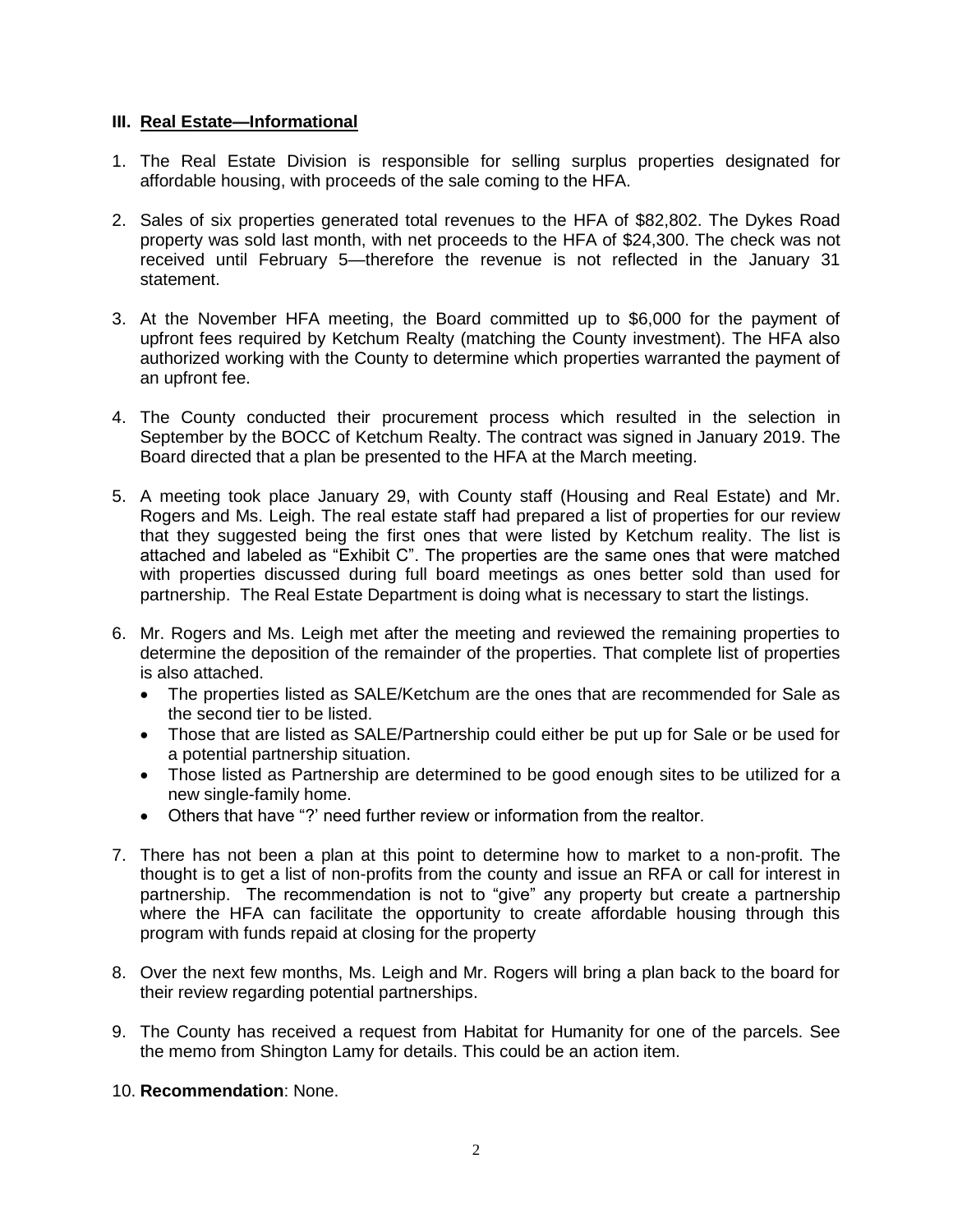### III. Real Estate—Informational

1. The Real Estate Division is responsible for selling surplus properties designated for affordable housing, with proceeds of the sale coming to the HFA.

2. Sales of six properties generated total revenues to the HFA of $82,802. The Dykes Road property was sold last month, with net proceeds to the HFA of $24,300. The check was not received until February 5—therefore the revenue is not reflected in the January 31 statement.

3. At the November HFA meeting, the Board committed up to $6,000 for the payment of upfront fees required by Ketchum Realty (matching the County investment). The HFA also authorized working with the County to determine which properties warranted the payment of an upfront fee.

4. The County conducted their procurement process which resulted in the selection in September by the BOCC of Ketchum Realty. The contract was signed in January 2019. The Board directed that a plan be presented to the HFA at the March meeting.

5. A meeting took place January 29, with County staff (Housing and Real Estate) and Mr. Rogers and Ms. Leigh. The real estate staff had prepared a list of properties for our review that they suggested being the first ones that were listed by Ketchum reality. The list is attached and labeled as "Exhibit C". The properties are the same ones that were matched with properties discussed during full board meetings as ones better sold than used for partnership. The Real Estate Department is doing what is necessary to start the listings.

6. Mr. Rogers and Ms. Leigh met after the meeting and reviewed the remaining properties to determine the deposition of the remainder of the properties. That complete list of properties is also attached.
   - The properties listed as SALE/Ketchum are the ones that are recommended for Sale as the second tier to be listed.
   - Those that are listed as SALE/Partnership could either be put up for Sale or be used for a potential partnership situation.
   - Those listed as Partnership are determined to be good enough sites to be utilized for a new single-family home.
   - Others that have "?' need further review or information from the realtor.

7. There has not been a plan at this point to determine how to market to a non-profit. The thought is to get a list of non-profits from the county and issue an RFA or call for interest in partnership. The recommendation is not to "give" any property but create a partnership where the HFA can facilitate the opportunity to create affordable housing through this program with funds repaid at closing for the property

8. Over the next few months, Ms. Leigh and Mr. Rogers will bring a plan back to the board for their review regarding potential partnerships.

9. The County has received a request from Habitat for Humanity for one of the parcels. See the memo from Shington Lamy for details. This could be an action item.

10. **Recommendation**: None.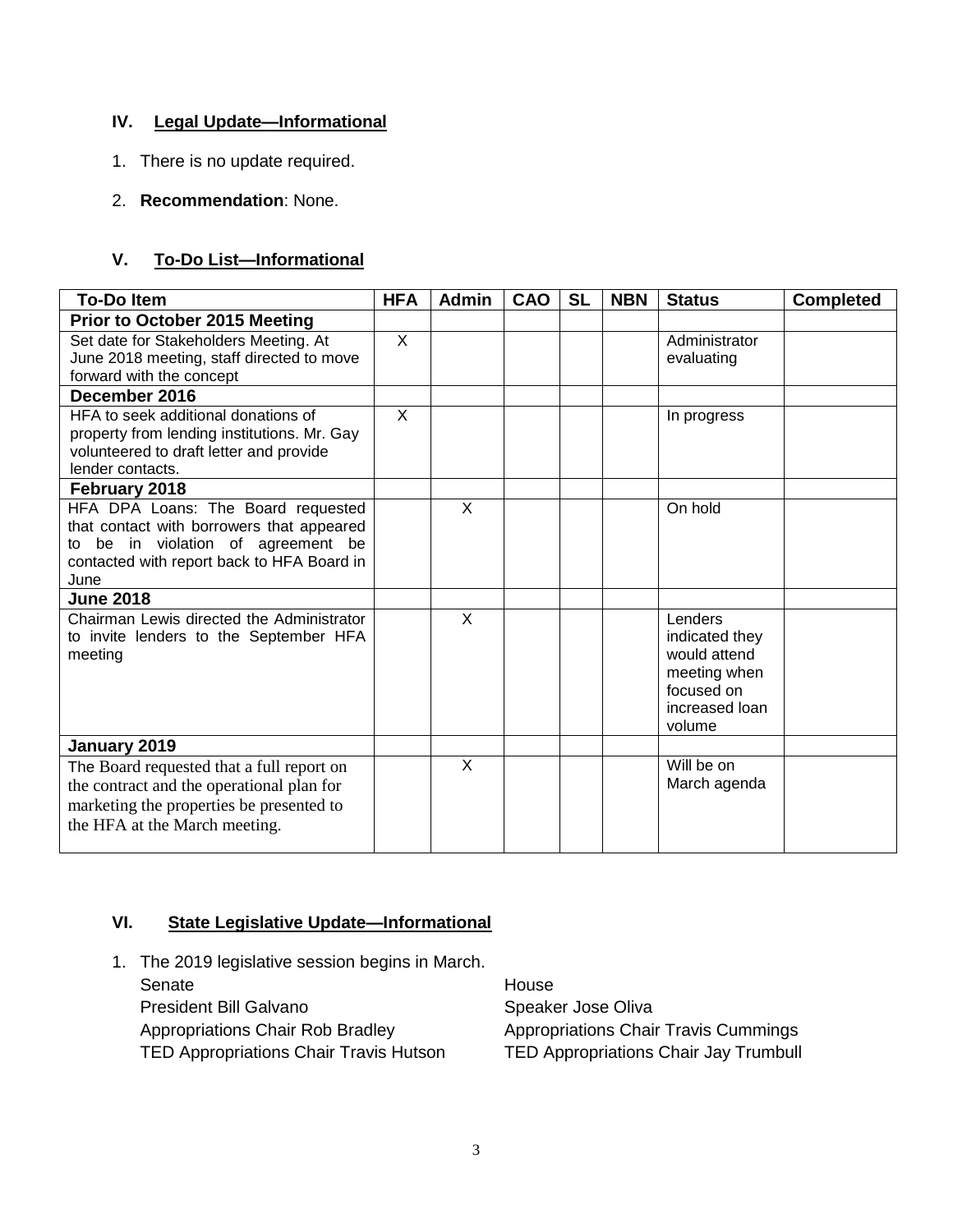## IV. Legal Update—Informational

1. There is no update required.
2. **Recommendation**: None.

## V. To-Do List—Informational

| To-Do Item | HFA | Admin | CAO | SL | NBN | Status | Completed |
|---|---|---|---|---|---|---|---|
| **Prior to October 2015 Meeting** | | | | | | | |
| Set date for Stakeholders Meeting. At June 2018 meeting, staff directed to move forward with the concept | X | | | | | Administrator evaluating | |
| **December 2016** | | | | | | | |
| HFA to seek additional donations of property from lending institutions. Mr. Gay volunteered to draft letter and provide lender contacts. | X | | | | | In progress | |
| **February 2018** | | | | | | | |
| HFA DPA Loans: The Board requested that contact with borrowers that appeared to be in violation of agreement be contacted with report back to HFA Board in June | | X | | | | On hold | |
| **June 2018** | | | | | | | |
| Chairman Lewis directed the Administrator to invite lenders to the September HFA meeting | | X | | | | Lenders indicated they would attend meeting when focused on increased loan volume | |
| **January 2019** | | | | | | | |
| The Board requested that a full report on the contract and the operational plan for marketing the properties be presented to the HFA at the March meeting. | | X | | | | Will be on March agenda | |

## VI. State Legislative Update—Informational

1. The 2019 legislative session begins in March.

| Senate | House |
|---|---|
| President Bill Galvano | Speaker Jose Oliva |
| Appropriations Chair Rob Bradley | Appropriations Chair Travis Cummings |
| TED Appropriations Chair Travis Hutson | TED Appropriations Chair Jay Trumbull |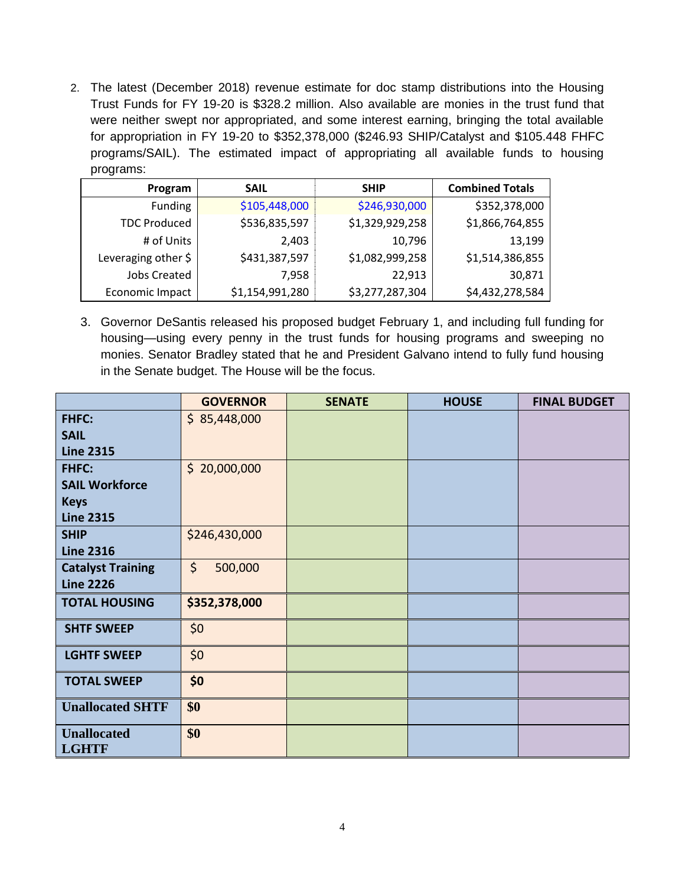2. The latest (December 2018) revenue estimate for doc stamp distributions into the Housing Trust Funds for FY 19-20 is $328.2 million. Also available are monies in the trust fund that were neither swept nor appropriated, and some interest earning, bringing the total available for appropriation in FY 19-20 to $352,378,000 ($246.93 SHIP/Catalyst and $105.448 FHFC programs/SAIL). The estimated impact of appropriating all available funds to housing programs:

| Program | SAIL | SHIP | Combined Totals |
|---|---|---|---|
| Funding | $105,448,000 | $246,930,000 | $352,378,000 |
| TDC Produced | $536,835,597 | $1,329,929,258 | $1,866,764,855 |
| # of Units | 2,403 | 10,796 | 13,199 |
| Leveraging other $ | $431,387,597 | $1,082,999,258 | $1,514,386,855 |
| Jobs Created | 7,958 | 22,913 | 30,871 |
| Economic Impact | $1,154,991,280 | $3,277,287,304 | $4,432,278,584 |

3. Governor DeSantis released his proposed budget February 1, and including full funding for housing—using every penny in the trust funds for housing programs and sweeping no monies. Senator Bradley stated that he and President Galvano intend to fully fund housing in the Senate budget. The House will be the focus.

| | GOVERNOR | SENATE | HOUSE | FINAL BUDGET |
|---|---|---|---|---|
| **FHFC: SAIL Line 2315** | $ 85,448,000 | | | |
| **FHFC: SAIL Workforce Keys Line 2315** | $ 20,000,000 | | | |
| **SHIP Line 2316** | $246,430,000 | | | |
| **Catalyst Training Line 2226** | $ 500,000 | | | |
| **TOTAL HOUSING** | **$352,378,000** | | | |
| **SHTF SWEEP** | $0 | | | |
| **LGHTF SWEEP** | $0 | | | |
| **TOTAL SWEEP** | **$0** | | | |
| **Unallocated SHTF** | **$0** | | | |
| **Unallocated LGHTF** | **$0** | | | |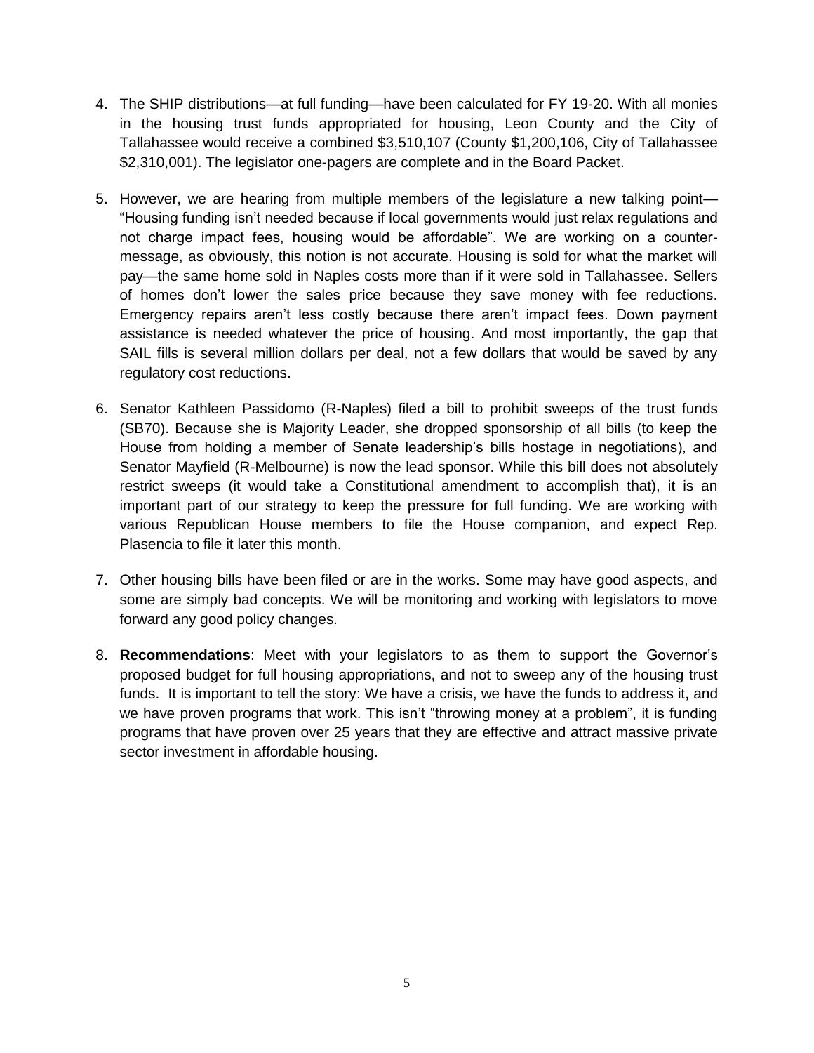4. The SHIP distributions—at full funding—have been calculated for FY 19-20. With all monies in the housing trust funds appropriated for housing, Leon County and the City of Tallahassee would receive a combined $3,510,107 (County $1,200,106, City of Tallahassee $2,310,001). The legislator one-pagers are complete and in the Board Packet.

5. However, we are hearing from multiple members of the legislature a new talking point—"Housing funding isn't needed because if local governments would just relax regulations and not charge impact fees, housing would be affordable". We are working on a counter-message, as obviously, this notion is not accurate. Housing is sold for what the market will pay—the same home sold in Naples costs more than if it were sold in Tallahassee. Sellers of homes don't lower the sales price because they save money with fee reductions. Emergency repairs aren't less costly because there aren't impact fees. Down payment assistance is needed whatever the price of housing. And most importantly, the gap that SAIL fills is several million dollars per deal, not a few dollars that would be saved by any regulatory cost reductions.

6. Senator Kathleen Passidomo (R-Naples) filed a bill to prohibit sweeps of the trust funds (SB70). Because she is Majority Leader, she dropped sponsorship of all bills (to keep the House from holding a member of Senate leadership's bills hostage in negotiations), and Senator Mayfield (R-Melbourne) is now the lead sponsor. While this bill does not absolutely restrict sweeps (it would take a Constitutional amendment to accomplish that), it is an important part of our strategy to keep the pressure for full funding. We are working with various Republican House members to file the House companion, and expect Rep. Plasencia to file it later this month.

7. Other housing bills have been filed or are in the works. Some may have good aspects, and some are simply bad concepts. We will be monitoring and working with legislators to move forward any good policy changes.

8. **Recommendations**: Meet with your legislators to as them to support the Governor's proposed budget for full housing appropriations, and not to sweep any of the housing trust funds. It is important to tell the story: We have a crisis, we have the funds to address it, and we have proven programs that work. This isn't "throwing money at a problem", it is funding programs that have proven over 25 years that they are effective and attract massive private sector investment in affordable housing.